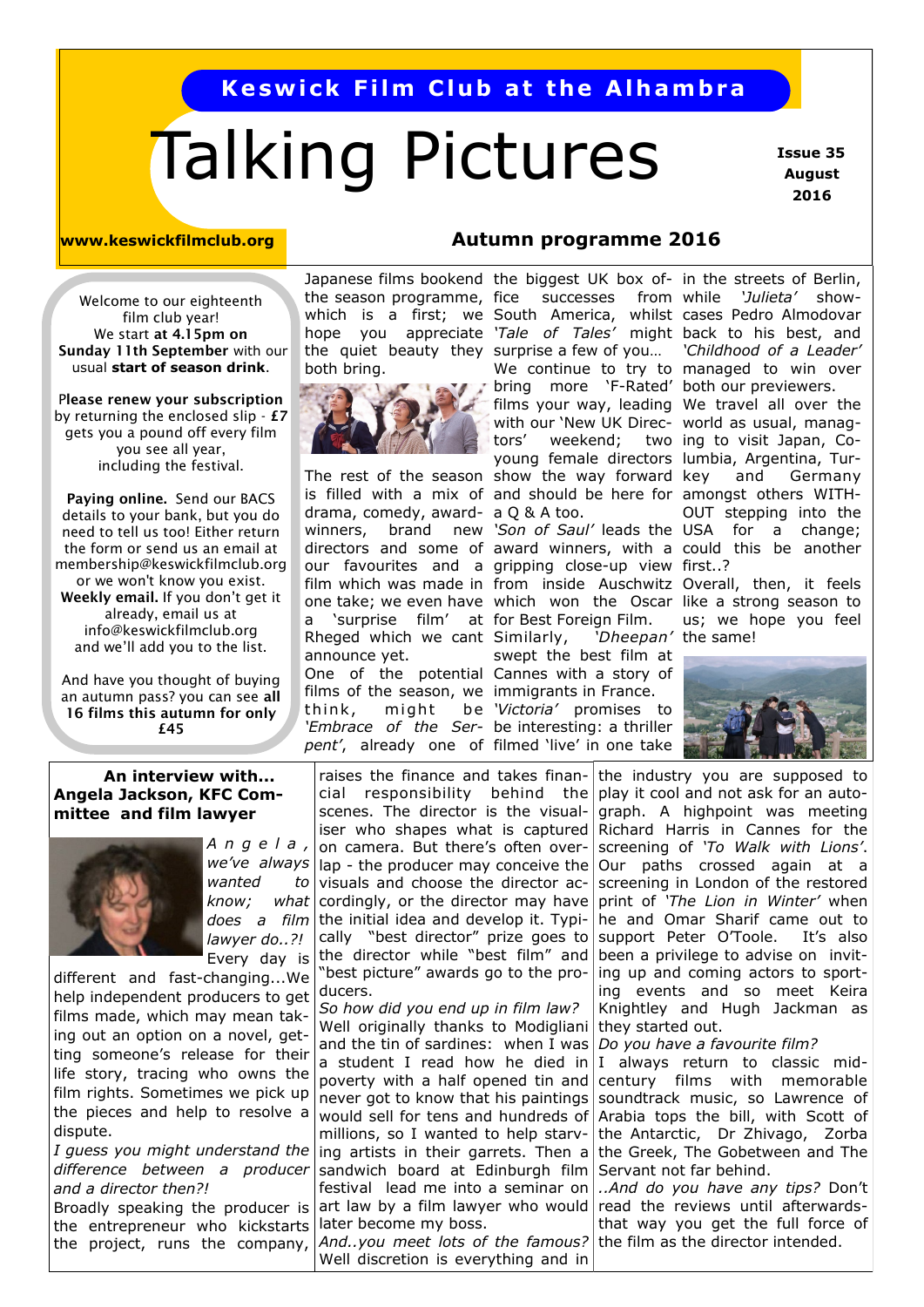**Keswick Film Club at the Alhambra**

# Talking Pictures

**Issue 35 August 2016**

**www.keswickfilmclub.org**

## Autumn programme 2016

Welcome to our eighteenth film club year! We start **at 4.15pm on Sunday 11th September** with our usual **start of season drink**.

**Please renew your subscription** by returning the enclosed slip - **£7** gets you a pound off every film you see all year, including the festival.

**Paying online.** Send our BACS details to your bank, but you do need to tell us too! Either return the form or send us an email at membership@keswickfilmclub.org or we won't know you exist. **Weekly email.** If you don't get it already, email us at info@keswickfilmclub.org and we'll add you to the list.

And have you thought of buying an autumn pass? you can see **all 16 films this autumn for only £45**

Japanese films bookend the season programme, which is a first; we hope you appreciate the quiet beauty they both bring.

The rest of the season is filled with a mix of drama, comedy, award-winners, brand new directors and some of our favourites and a film which was made in one take; we even have a 'surprise film' at Rheged which we cant announce yet.

One of the potential films of the season, we think, might be *'Embrace of the Serpent'*, already one of the biggest UK box office successes from South America, whilst *'Tale of Tales'* might surprise a few of you…

We continue to try to bring more 'F-Rated' films your way, leading with our 'New UK Directors' weekend; two young female directors show the way forward and should be here for a Q & A too.

*'Son of Saul'* leads the award winners, with a gripping close-up view from inside Auschwitz which won the Oscar for Best Foreign Film. Similarly, *'Dheepan'* swept the best film at Cannes with a story of immigrants in France. *'Victoria'* promises to be interesting: a thriller filmed 'live' in one take in the streets of Berlin, while *'Julieta'* showcases Pedro Almodovar back to his best, and *'Childhood of a Leader'* managed to win over both our previewers.

We travel all over the world as usual, managing to visit Japan, Columbia, Argentina, Turkey and Germany amongst others WITHOUT stepping into the USA for a change; could this be another first..?

Overall, then, it feels like a strong season to us; we hope you feel the same!

### An interview with... Angela Jackson, KFC Committee and film lawyer

*Angela, we've always wanted to know; what does a film lawyer do..?!*

Every day is different and fast-changing...We help independent producers to get films made, which may mean taking out an option on a novel, getting someone's release for their life story, tracing who owns the film rights. Sometimes we pick up the pieces and help to resolve a dispute.

*I guess you might understand the difference between a producer and a director then?!*

Broadly speaking the producer is the entrepreneur who kickstarts the project, runs the company, raises the finance and takes financial responsibility behind the scenes. The director is the visualiser who shapes what is captured on camera. But there's often overlap - the producer may conceive the visuals and choose the director accordingly, or the director may have the initial idea and develop it. Typically "best director" prize goes to the director while "best film" and "best picture" awards go to the producers.

*So how did you end up in film law?*

Well originally thanks to Modigliani and the tin of sardines: when I was a student I read how he died in poverty with a half opened tin and never got to know that his paintings would sell for tens and hundreds of millions, so I wanted to help starving artists in their garrets. Then a sandwich board at Edinburgh film festival lead me into a seminar on art law by a film lawyer who would later become my boss.

*And..you meet lots of the famous?*

Well discretion is everything and in the industry you are supposed to play it cool and not ask for an autograph. A highpoint was meeting Richard Harris in Cannes for the screening of *'To Walk with Lions'*. Our paths crossed again at a screening in London of the restored print of *'The Lion in Winter'* when he and Omar Sharif came out to support Peter O'Toole. It's also been a privilege to advise on inviting up and coming actors to sporting events and so meet Keira Knightley and Hugh Jackman as they started out.

*Do you have a favourite film?*

I always return to classic mid-century films with memorable soundtrack music, so Lawrence of Arabia tops the bill, with Scott of the Antarctic, Dr Zhivago, Zorba the Greek, The Gobetween and The Servant not far behind.

*..And do you have any tips?* Don't read the reviews until afterwards- that way you get the full force of the film as the director intended.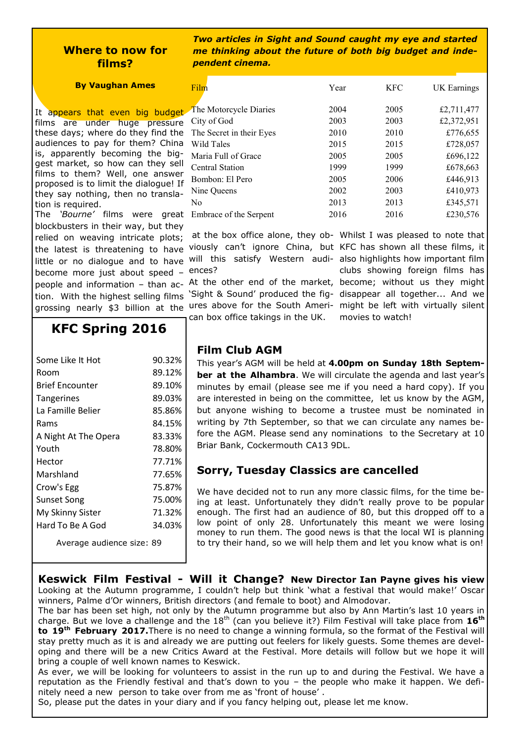## Where to now for films?

*Two articles in Sight and Sound caught my eye and started me thinking about the future of both big budget and independent cinema.*

**By Vaughan Ames**

It appears that even big budget films are under huge pressure these days; where do they find the audiences to pay for them? China is, apparently becoming the biggest market, so how can they sell films to them? Well, one answer proposed is to limit the dialogue! If they say nothing, then no translation is required.

The *'Bourne'* films were great blockbusters in their way, but they relied on weaving intricate plots; the latest is threatening to have little or no dialogue and to have become more just about speed – people and information – than action. With the highest selling films grossing nearly $3 billion at the box office alone, they obviously can't ignore China, but will this satisfy Western audiences?

At the other end of the market, 'Sight & Sound' produced the figures above for the South American box office takings in the UK.

| Film | Year | KFC | UK Earnings |
|---|---|---|---|
| The Motorcycle Diaries | 2004 | 2005 | £2,711,477 |
| City of God | 2003 | 2003 | £2,372,951 |
| The Secret in their Eyes | 2010 | 2010 | £776,655 |
| Wild Tales | 2015 | 2015 | £728,057 |
| Maria Full of Grace | 2005 | 2005 | £696,122 |
| Central Station | 1999 | 1999 | £678,663 |
| Bombon: El Pero | 2005 | 2006 | £446,913 |
| Nine Queens | 2002 | 2003 | £410,973 |
| No | 2013 | 2013 | £345,571 |
| Embrace of the Serpent | 2016 | 2016 | £230,576 |

Whilst I was pleased to note that KFC has shown all these films, it also highlights how important film clubs showing foreign films has become; without us they might disappear all together... And we might be left with virtually silent movies to watch!

## KFC Spring 2016

| | |
|---|---|
| Some Like It Hot | 90.32% |
| Room | 89.12% |
| Brief Encounter | 89.10% |
| Tangerines | 89.03% |
| La Famille Belier | 85.86% |
| Rams | 84.15% |
| A Night At The Opera | 83.33% |
| Youth | 78.80% |
| Hector | 77.71% |
| Marshland | 77.65% |
| Crow's Egg | 75.87% |
| Sunset Song | 75.00% |
| My Skinny Sister | 71.32% |
| Hard To Be A God | 34.03% |

Average audience size: 89

## Film Club AGM

This year's AGM will be held at **4.00pm on Sunday 18th September at the Alhambra**. We will circulate the agenda and last year's minutes by email (please see me if you need a hard copy). If you are interested in being on the committee, let us know by the AGM, but anyone wishing to become a trustee must be nominated in writing by 7th September, so that we can circulate any names before the AGM. Please send any nominations to the Secretary at 10 Briar Bank, Cockermouth CA13 9DL.

## Sorry, Tuesday Classics are cancelled

We have decided not to run any more classic films, for the time being at least. Unfortunately they didn't really prove to be popular enough. The first had an audience of 80, but this dropped off to a low point of only 28. Unfortunately this meant we were losing money to run them. The good news is that the local WI is planning to try their hand, so we will help them and let you know what is on!

## Keswick Film Festival - Will it Change? New Director Ian Payne gives his view

Looking at the Autumn programme, I couldn't help but think 'what a festival that would make!' Oscar winners, Palme d'Or winners, British directors (and female to boot) and Almodovar.

The bar has been set high, not only by the Autumn programme but also by Ann Martin's last 10 years in charge. But we love a challenge and the 18th (can you believe it?) Film Festival will take place from **16th to 19th February 2017.** There is no need to change a winning formula, so the format of the Festival will stay pretty much as it is and already we are putting out feelers for likely guests. Some themes are developing and there will be a new Critics Award at the Festival. More details will follow but we hope it will bring a couple of well known names to Keswick.

As ever, we will be looking for volunteers to assist in the run up to and during the Festival. We have a reputation as the Friendly festival and that's down to you – the people who make it happen. We definitely need a new person to take over from me as 'front of house'.

So, please put the dates in your diary and if you fancy helping out, please let me know.